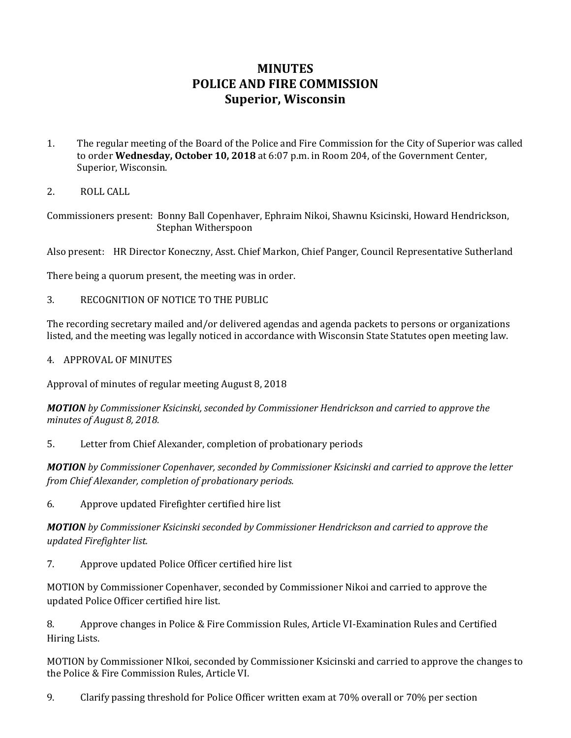# MINUTES
# POLICE AND FIRE COMMISSION
# Superior, Wisconsin

1. The regular meeting of the Board of the Police and Fire Commission for the City of Superior was called to order **Wednesday, October 10, 2018** at 6:07 p.m. in Room 204, of the Government Center, Superior, Wisconsin.

2. ROLL CALL

Commissioners present: Bonny Ball Copenhaver, Ephraim Nikoi, Shawnu Ksicinski, Howard Hendrickson, Stephan Witherspoon

Also present: HR Director Koneczny, Asst. Chief Markon, Chief Panger, Council Representative Sutherland

There being a quorum present, the meeting was in order.

3. RECOGNITION OF NOTICE TO THE PUBLIC

The recording secretary mailed and/or delivered agendas and agenda packets to persons or organizations listed, and the meeting was legally noticed in accordance with Wisconsin State Statutes open meeting law.

4. APPROVAL OF MINUTES

Approval of minutes of regular meeting August 8, 2018

***MOTION*** *by Commissioner Ksicinski, seconded by Commissioner Hendrickson and carried to approve the minutes of August 8, 2018.*

5. Letter from Chief Alexander, completion of probationary periods

***MOTION*** *by Commissioner Copenhaver, seconded by Commissioner Ksicinski and carried to approve the letter from Chief Alexander, completion of probationary periods.*

6. Approve updated Firefighter certified hire list

***MOTION*** *by Commissioner Ksicinski seconded by Commissioner Hendrickson and carried to approve the updated Firefighter list.*

7. Approve updated Police Officer certified hire list

MOTION by Commissioner Copenhaver, seconded by Commissioner Nikoi and carried to approve the updated Police Officer certified hire list.

8. Approve changes in Police & Fire Commission Rules, Article VI-Examination Rules and Certified Hiring Lists.

MOTION by Commissioner NIkoi, seconded by Commissioner Ksicinski and carried to approve the changes to the Police & Fire Commission Rules, Article VI.

9. Clarify passing threshold for Police Officer written exam at 70% overall or 70% per section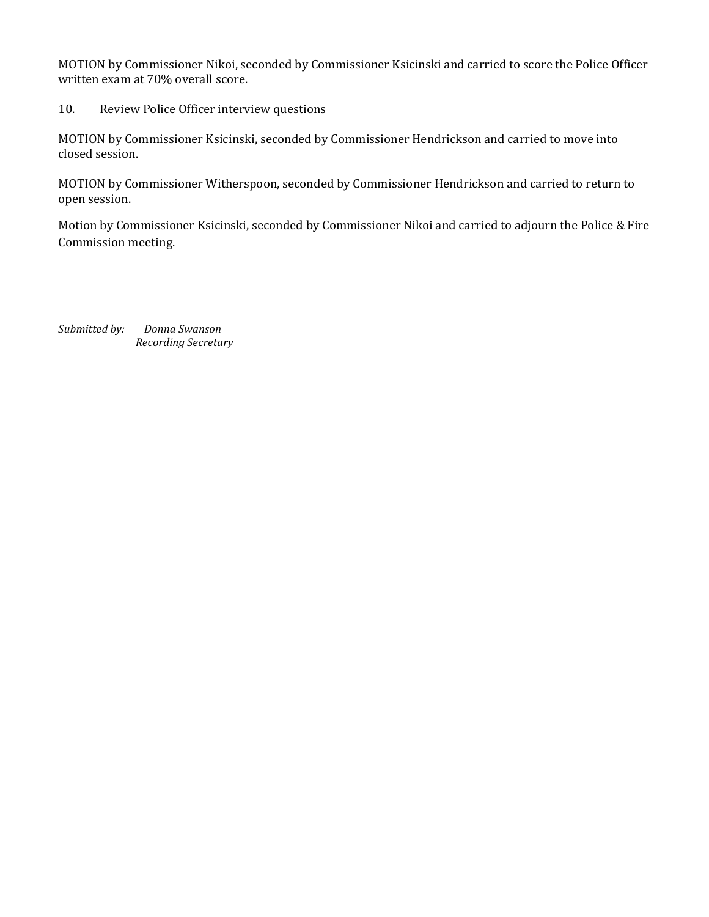MOTION by Commissioner Nikoi, seconded by Commissioner Ksicinski and carried to score the Police Officer written exam at 70% overall score.

10. Review Police Officer interview questions

MOTION by Commissioner Ksicinski, seconded by Commissioner Hendrickson and carried to move into closed session.

MOTION by Commissioner Witherspoon, seconded by Commissioner Hendrickson and carried to return to open session.

Motion by Commissioner Ksicinski, seconded by Commissioner Nikoi and carried to adjourn the Police & Fire Commission meeting.

*Submitted by:* *Donna Swanson*
*Recording Secretary*